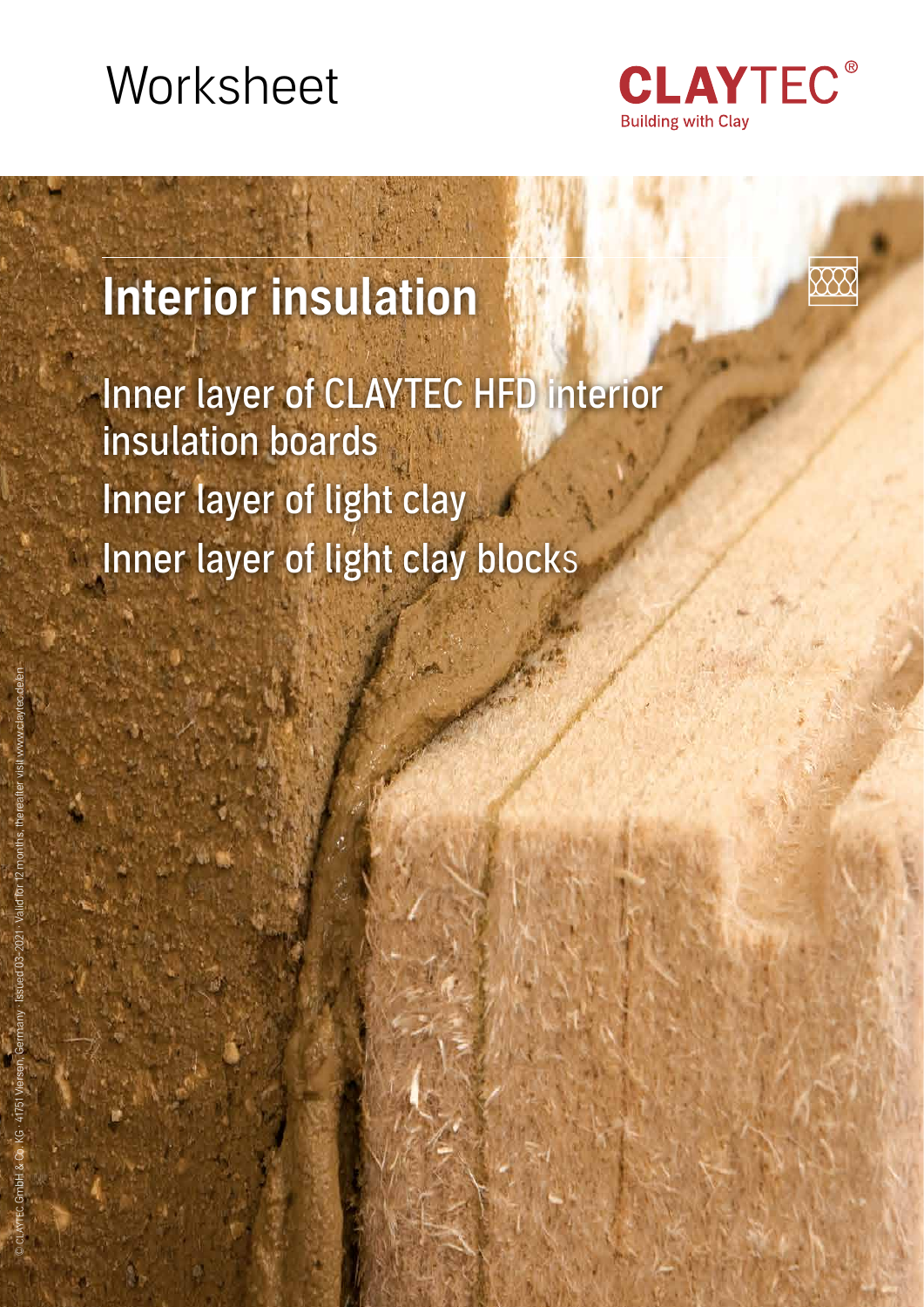Worksheet

CLAYTEC®
Building with Clay

# Interior insulation

## Inner layer of CLAYTEC HFD interior insulation boards

## Inner layer of light clay

## Inner layer of light clay blocks

© CLAYTEC GmbH & Co. KG · 41751 Viersen Germany · Issued 03-2021 · Valid for 12 months, thereafter visit www.claytec.de/en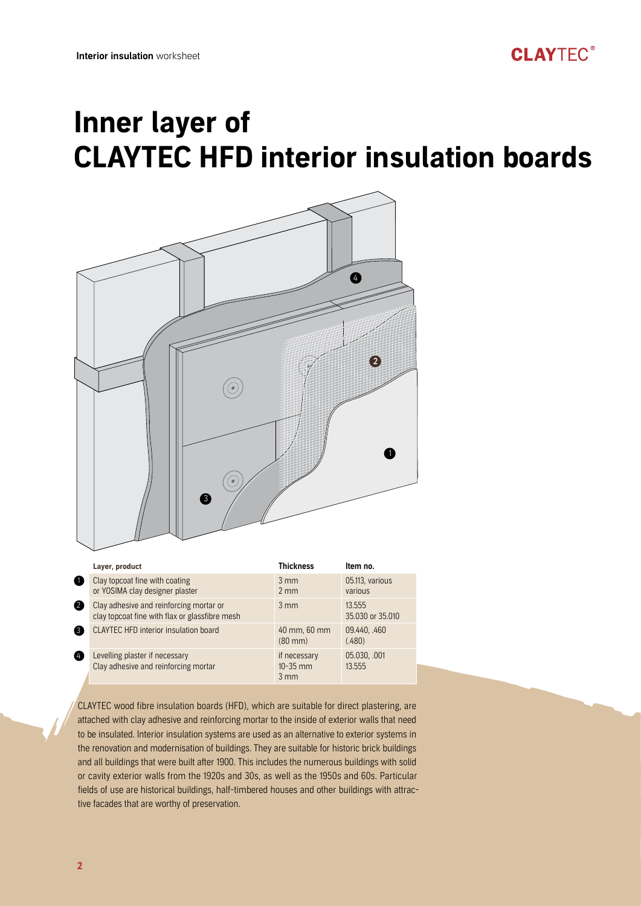# Inner layer of CLAYTEC HFD interior insulation boards

| | Layer, product | Thickness | Item no. |
|---|---|---|---|
| 1 | Clay topcoat fine with coating<br>or YOSIMA clay designer plaster | 3 mm<br>2 mm | 05.113, various<br>various |
| 2 | Clay adhesive and reinforcing mortar or<br>clay topcoat fine with flax or glassfibre mesh | 3 mm | 13.555<br>35.030 or 35.010 |
| 3 | CLAYTEC HFD interior insulation board | 40 mm, 60 mm<br>(80 mm) | 09.440, .460<br>(.480) |
| 4 | Levelling plaster if necessary<br>Clay adhesive and reinforcing mortar | if necessary<br>10–35 mm<br>3 mm | 05.030, .001<br>13.555 |

CLAYTEC wood fibre insulation boards (HFD), which are suitable for direct plastering, are attached with clay adhesive and reinforcing mortar to the inside of exterior walls that need to be insulated. Interior insulation systems are used as an alternative to exterior systems in the renovation and modernisation of buildings. They are suitable for historic brick buildings and all buildings that were built after 1900. This includes the numerous buildings with solid or cavity exterior walls from the 1920s and 30s, as well as the 1950s and 60s. Particular fields of use are historical buildings, half-timbered houses and other buildings with attractive facades that are worthy of preservation.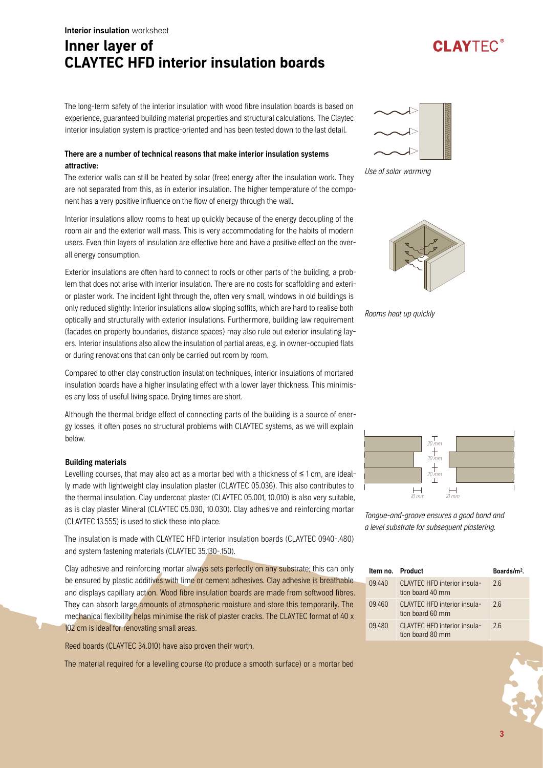**Interior insulation** worksheet

# Inner layer of CLAYTEC HFD interior insulation boards

The long-term safety of the interior insulation with wood fibre insulation boards is based on experience, guaranteed building material properties and structural calculations. The Claytec interior insulation system is practice-oriented and has been tested down to the last detail.

**There are a number of technical reasons that make interior insulation systems attractive:**

The exterior walls can still be heated by solar (free) energy after the insulation work. They are not separated from this, as in exterior insulation. The higher temperature of the component has a very positive influence on the flow of energy through the wall.

Interior insulations allow rooms to heat up quickly because of the energy decoupling of the room air and the exterior wall mass. This is very accommodating for the habits of modern users. Even thin layers of insulation are effective here and have a positive effect on the overall energy consumption.

Exterior insulations are often hard to connect to roofs or other parts of the building, a problem that does not arise with interior insulation. There are no costs for scaffolding and exterior plaster work. The incident light through the, often very small, windows in old buildings is only reduced slightly: Interior insulations allow sloping soffits, which are hard to realise both optically and structurally with exterior insulations. Furthermore, building law requirement (facades on property boundaries, distance spaces) may also rule out exterior insulating layers. Interior insulations also allow the insulation of partial areas, e.g. in owner-occupied flats or during renovations that can only be carried out room by room.

Compared to other clay construction insulation techniques, interior insulations of mortared insulation boards have a higher insulating effect with a lower layer thickness. This minimises any loss of useful living space. Drying times are short.

Although the thermal bridge effect of connecting parts of the building is a source of energy losses, it often poses no structural problems with CLAYTEC systems, as we will explain below.

*Use of solar warming*

*Rooms heat up quickly*

### Building materials

Levelling courses, that may also act as a mortar bed with a thickness of ≤ 1 cm, are ideally made with lightweight clay insulation plaster (CLAYTEC 05.036). This also contributes to the thermal insulation. Clay undercoat plaster (CLAYTEC 05.001, 10.010) is also very suitable, as is clay plaster Mineral (CLAYTEC 05.030, 10.030). Clay adhesive and reinforcing mortar (CLAYTEC 13.555) is used to stick these into place.

The insulation is made with CLAYTEC HFD interior insulation boards (CLAYTEC 0940-.480) and system fastening materials (CLAYTEC 35.130-.150).

Clay adhesive and reinforcing mortar always sets perfectly on any substrate; this can only be ensured by plastic additives with lime or cement adhesives. Clay adhesive is breathable and displays capillary action. Wood fibre insulation boards are made from softwood fibres. They can absorb large amounts of atmospheric moisture and store this temporarily. The mechanical flexibility helps minimise the risk of plaster cracks. The CLAYTEC format of 40 x 102 cm is ideal for renovating small areas.

Reed boards (CLAYTEC 34.010) have also proven their worth.

The material required for a levelling course (to produce a smooth surface) or a mortar bed

20 mm 20 mm 20 mm 10 mm 10 mm

*Tongue-and-groove ensures a good bond and a level substrate for subsequent plastering.*

| Item no. | Product | Boards/m². |
|---|---|---|
| 09.440 | CLAYTEC HFD interior insulation board 40 mm | 2.6 |
| 09.460 | CLAYTEC HFD interior insulation board 60 mm | 2.6 |
| 09.480 | CLAYTEC HFD interior insulation board 80 mm | 2.6 |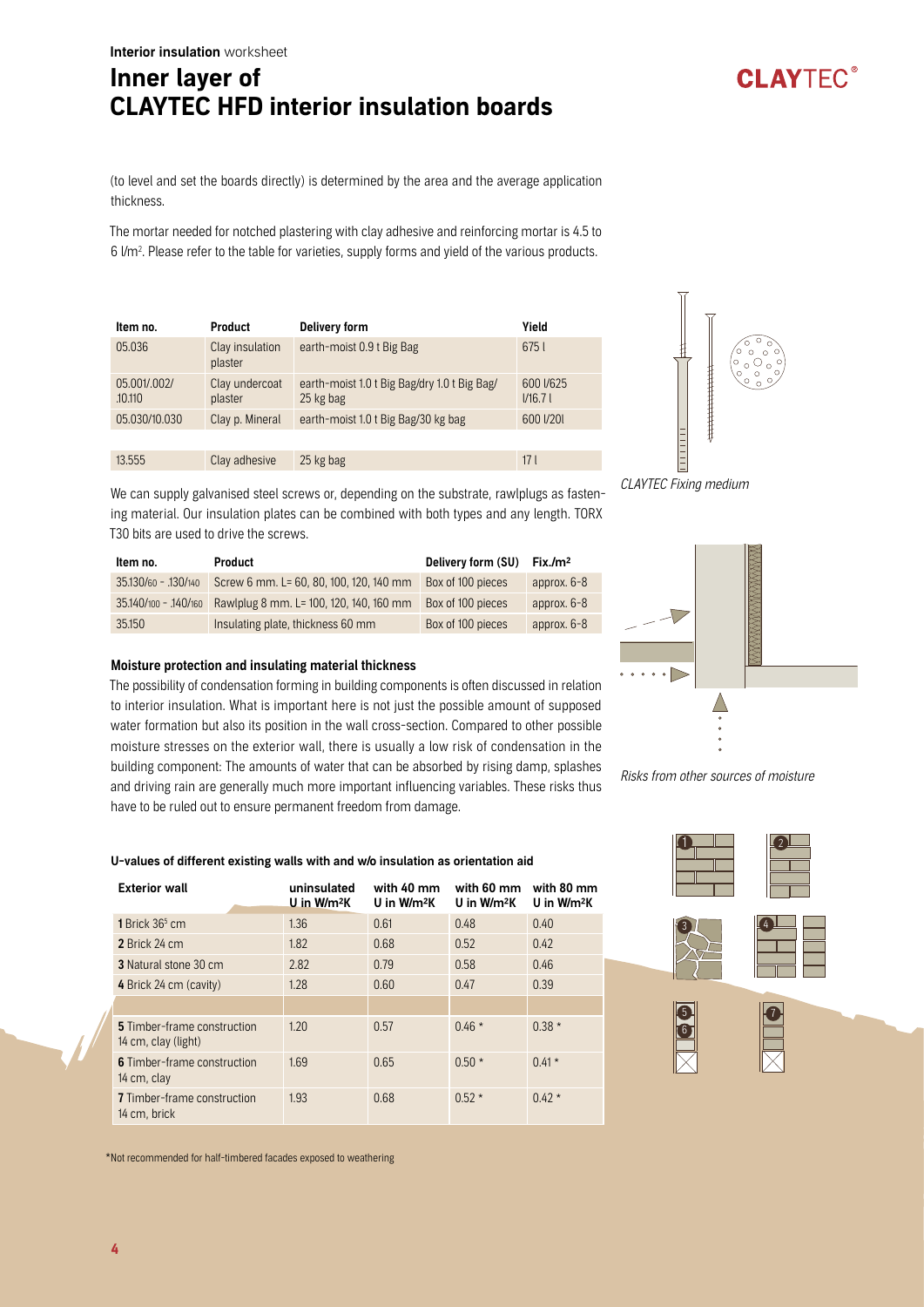**Interior insulation** worksheet

# Inner layer of CLAYTEC HFD interior insulation boards

(to level and set the boards directly) is determined by the area and the average application thickness.

The mortar needed for notched plastering with clay adhesive and reinforcing mortar is 4.5 to 6 l/m². Please refer to the table for varieties, supply forms and yield of the various products.

| Item no. | Product | Delivery form | Yield |
|---|---|---|---|
| 05.036 | Clay insulation plaster | earth-moist 0.9 t Big Bag | 675 l |
| 05.001/.002/.10.110 | Clay undercoat plaster | earth-moist 1.0 t Big Bag/dry 1.0 t Big Bag/ 25 kg bag | 600 l/625 l/16.7 l |
| 05.030/10.030 | Clay p. Mineral | earth-moist 1.0 t Big Bag/30 kg bag | 600 l/20l |
| | | | |
| 13.555 | Clay adhesive | 25 kg bag | 17 l |

*CLAYTEC Fixing medium*

We can supply galvanised steel screws or, depending on the substrate, rawlplugs as fastening material. Our insulation plates can be combined with both types and any length. TORX T30 bits are used to drive the screws.

| Item no. | Product | Delivery form (SU) | Fix./m² |
|---|---|---|---|
| 35.130/60 - .130/140 | Screw 6 mm. L= 60, 80, 100, 120, 140 mm | Box of 100 pieces | approx. 6-8 |
| 35.140/100 - .140/160 | Rawlplug 8 mm. L= 100, 120, 140, 160 mm | Box of 100 pieces | approx. 6-8 |
| 35.150 | Insulating plate, thickness 60 mm | Box of 100 pieces | approx. 6-8 |

### Moisture protection and insulating material thickness

The possibility of condensation forming in building components is often discussed in relation to interior insulation. What is important here is not just the possible amount of supposed water formation but also its position in the wall cross-section. Compared to other possible moisture stresses on the exterior wall, there is usually a low risk of condensation in the building component: The amounts of water that can be absorbed by rising damp, splashes and driving rain are generally much more important influencing variables. These risks thus have to be ruled out to ensure permanent freedom from damage.

*Risks from other sources of moisture*

**U-values of different existing walls with and w/o insulation as orientation aid**

| Exterior wall | uninsulated U in W/m²K | with 40 mm U in W/m²K | with 60 mm U in W/m²K | with 80 mm U in W/m²K |
|---|---|---|---|---|
| **1** Brick 36⁵ cm | 1.36 | 0.61 | 0.48 | 0.40 |
| **2** Brick 24 cm | 1.82 | 0.68 | 0.52 | 0.42 |
| **3** Natural stone 30 cm | 2.82 | 0.79 | 0.58 | 0.46 |
| **4** Brick 24 cm (cavity) | 1.28 | 0.60 | 0.47 | 0.39 |
| | | | | |
| **5** Timber-frame construction 14 cm, clay (light) | 1.20 | 0.57 | 0.46 * | 0.38 * |
| **6** Timber-frame construction 14 cm, clay | 1.69 | 0.65 | 0.50 * | 0.41 * |
| **7** Timber-frame construction 14 cm, brick | 1.93 | 0.68 | 0.52 * | 0.42 * |

*Not recommended for half-timbered facades exposed to weathering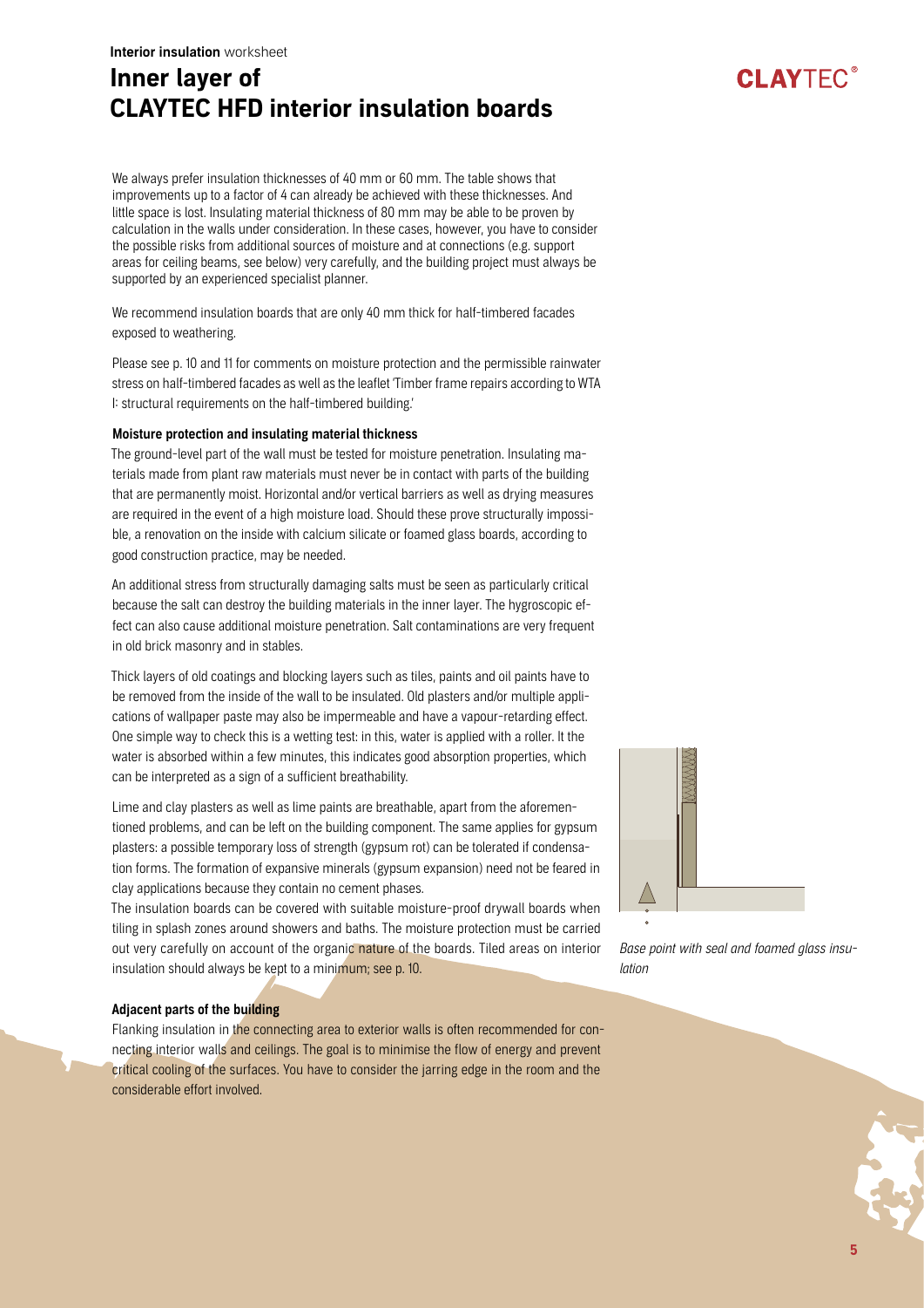**Interior insulation** worksheet

# Inner layer of CLAYTEC HFD interior insulation boards

We always prefer insulation thicknesses of 40 mm or 60 mm. The table shows that improvements up to a factor of 4 can already be achieved with these thicknesses. And little space is lost. Insulating material thickness of 80 mm may be able to be proven by calculation in the walls under consideration. In these cases, however, you have to consider the possible risks from additional sources of moisture and at connections (e.g. support areas for ceiling beams, see below) very carefully, and the building project must always be supported by an experienced specialist planner.

We recommend insulation boards that are only 40 mm thick for half-timbered facades exposed to weathering.

Please see p. 10 and 11 for comments on moisture protection and the permissible rainwater stress on half-timbered facades as well as the leaflet 'Timber frame repairs according to WTA I: structural requirements on the half-timbered building.'

### Moisture protection and insulating material thickness

The ground-level part of the wall must be tested for moisture penetration. Insulating materials made from plant raw materials must never be in contact with parts of the building that are permanently moist. Horizontal and/or vertical barriers as well as drying measures are required in the event of a high moisture load. Should these prove structurally impossible, a renovation on the inside with calcium silicate or foamed glass boards, according to good construction practice, may be needed.

An additional stress from structurally damaging salts must be seen as particularly critical because the salt can destroy the building materials in the inner layer. The hygroscopic effect can also cause additional moisture penetration. Salt contaminations are very frequent in old brick masonry and in stables.

Thick layers of old coatings and blocking layers such as tiles, paints and oil paints have to be removed from the inside of the wall to be insulated. Old plasters and/or multiple applications of wallpaper paste may also be impermeable and have a vapour-retarding effect. One simple way to check this is a wetting test: in this, water is applied with a roller. It the water is absorbed within a few minutes, this indicates good absorption properties, which can be interpreted as a sign of a sufficient breathability.

Lime and clay plasters as well as lime paints are breathable, apart from the aforementioned problems, and can be left on the building component. The same applies for gypsum plasters: a possible temporary loss of strength (gypsum rot) can be tolerated if condensation forms. The formation of expansive minerals (gypsum expansion) need not be feared in clay applications because they contain no cement phases.

The insulation boards can be covered with suitable moisture-proof drywall boards when tiling in splash zones around showers and baths. The moisture protection must be carried out very carefully on account of the organic nature of the boards. Tiled areas on interior insulation should always be kept to a minimum; see p. 10.

*Base point with seal and foamed glass insulation*

### Adjacent parts of the building

Flanking insulation in the connecting area to exterior walls is often recommended for connecting interior walls and ceilings. The goal is to minimise the flow of energy and prevent critical cooling of the surfaces. You have to consider the jarring edge in the room and the considerable effort involved.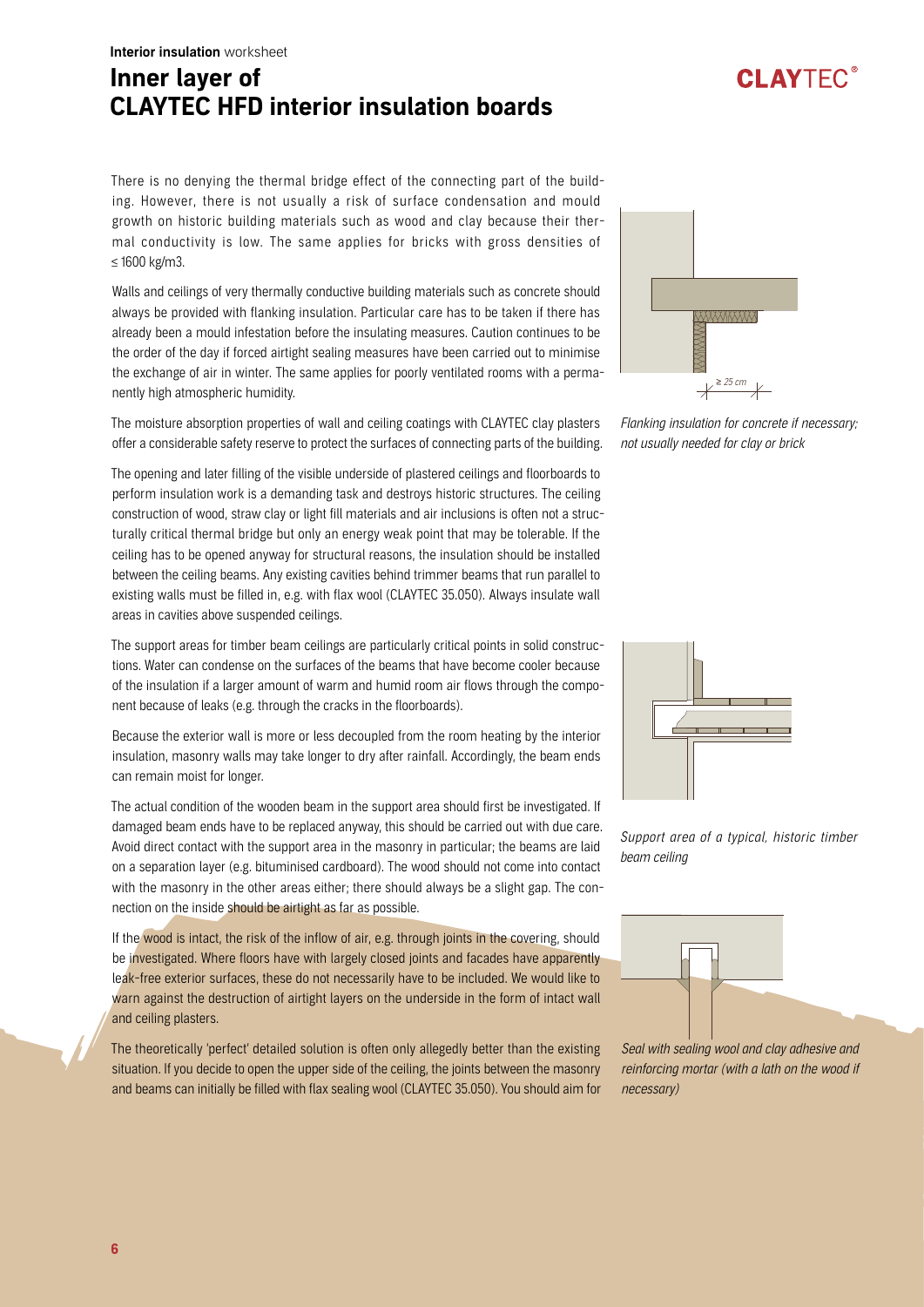# Inner layer of CLAYTEC HFD interior insulation boards

There is no denying the thermal bridge effect of the connecting part of the building. However, there is not usually a risk of surface condensation and mould growth on historic building materials such as wood and clay because their thermal conductivity is low. The same applies for bricks with gross densities of ≤ 1600 kg/m3.

Walls and ceilings of very thermally conductive building materials such as concrete should always be provided with flanking insulation. Particular care has to be taken if there has already been a mould infestation before the insulating measures. Caution continues to be the order of the day if forced airtight sealing measures have been carried out to minimise the exchange of air in winter. The same applies for poorly ventilated rooms with a permanently high atmospheric humidity.

The moisture absorption properties of wall and ceiling coatings with CLAYTEC clay plasters offer a considerable safety reserve to protect the surfaces of connecting parts of the building.

≥ 25 cm

*Flanking insulation for concrete if necessary; not usually needed for clay or brick*

The opening and later filling of the visible underside of plastered ceilings and floorboards to perform insulation work is a demanding task and destroys historic structures. The ceiling construction of wood, straw clay or light fill materials and air inclusions is often not a structurally critical thermal bridge but only an energy weak point that may be tolerable. If the ceiling has to be opened anyway for structural reasons, the insulation should be installed between the ceiling beams. Any existing cavities behind trimmer beams that run parallel to existing walls must be filled in, e.g. with flax wool (CLAYTEC 35.050). Always insulate wall areas in cavities above suspended ceilings.

The support areas for timber beam ceilings are particularly critical points in solid constructions. Water can condense on the surfaces of the beams that have become cooler because of the insulation if a larger amount of warm and humid room air flows through the component because of leaks (e.g. through the cracks in the floorboards).

Because the exterior wall is more or less decoupled from the room heating by the interior insulation, masonry walls may take longer to dry after rainfall. Accordingly, the beam ends can remain moist for longer.

*Support area of a typical, historic timber beam ceiling*

The actual condition of the wooden beam in the support area should first be investigated. If damaged beam ends have to be replaced anyway, this should be carried out with due care. Avoid direct contact with the support area in the masonry in particular; the beams are laid on a separation layer (e.g. bituminised cardboard). The wood should not come into contact with the masonry in the other areas either; there should always be a slight gap. The connection on the inside should be airtight as far as possible.

If the wood is intact, the risk of the inflow of air, e.g. through joints in the covering, should be investigated. Where floors have with largely closed joints and facades have apparently leak-free exterior surfaces, these do not necessarily have to be included. We would like to warn against the destruction of airtight layers on the underside in the form of intact wall and ceiling plasters.

*Seal with sealing wool and clay adhesive and reinforcing mortar (with a lath on the wood if necessary)*

The theoretically 'perfect' detailed solution is often only allegedly better than the existing situation. If you decide to open the upper side of the ceiling, the joints between the masonry and beams can initially be filled with flax sealing wool (CLAYTEC 35.050). You should aim for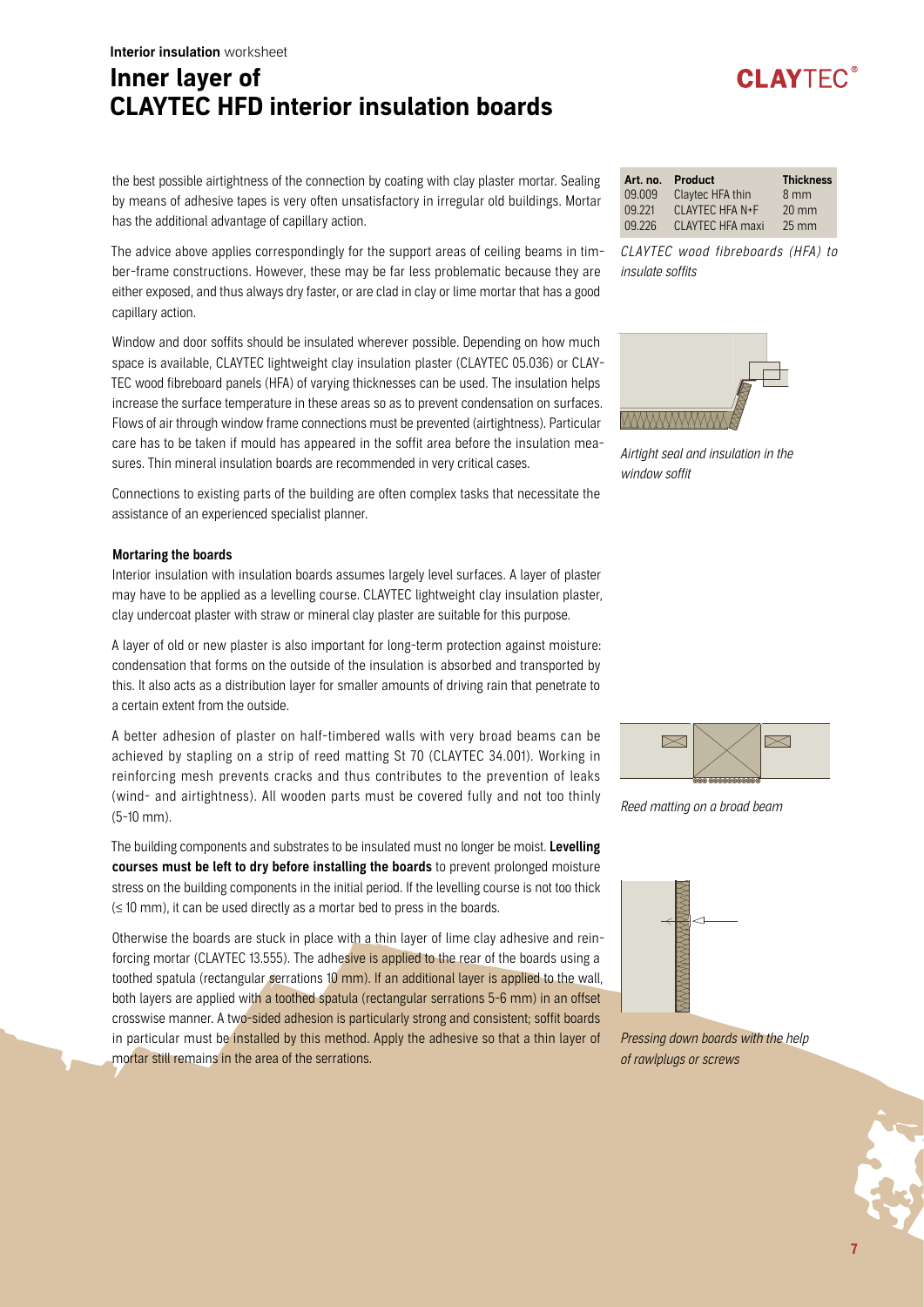the best possible airtightness of the connection by coating with clay plaster mortar. Sealing by means of adhesive tapes is very often unsatisfactory in irregular old buildings. Mortar has the additional advantage of capillary action.

The advice above applies correspondingly for the support areas of ceiling beams in timber-frame constructions. However, these may be far less problematic because they are either exposed, and thus always dry faster, or are clad in clay or lime mortar that has a good capillary action.

Window and door soffits should be insulated wherever possible. Depending on how much space is available, CLAYTEC lightweight clay insulation plaster (CLAYTEC 05.036) or CLAYTEC wood fibreboard panels (HFA) of varying thicknesses can be used. The insulation helps increase the surface temperature in these areas so as to prevent condensation on surfaces. Flows of air through window frame connections must be prevented (airtightness). Particular care has to be taken if mould has appeared in the soffit area before the insulation measures. Thin mineral insulation boards are recommended in very critical cases.

Connections to existing parts of the building are often complex tasks that necessitate the assistance of an experienced specialist planner.

| Art. no. | Product | Thickness |
|---|---|---|
| 09.009 | Claytec HFA thin | 8 mm |
| 09.221 | CLAYTEC HFA N+F | 20 mm |
| 09.226 | CLAYTEC HFA maxi | 25 mm |

*CLAYTEC wood fibreboards (HFA) to insulate soffits*

*Airtight seal and insulation in the window soffit*

### Mortaring the boards

Interior insulation with insulation boards assumes largely level surfaces. A layer of plaster may have to be applied as a levelling course. CLAYTEC lightweight clay insulation plaster, clay undercoat plaster with straw or mineral clay plaster are suitable for this purpose.

A layer of old or new plaster is also important for long-term protection against moisture: condensation that forms on the outside of the insulation is absorbed and transported by this. It also acts as a distribution layer for smaller amounts of driving rain that penetrate to a certain extent from the outside.

A better adhesion of plaster on half-timbered walls with very broad beams can be achieved by stapling on a strip of reed matting St 70 (CLAYTEC 34.001). Working in reinforcing mesh prevents cracks and thus contributes to the prevention of leaks (wind- and airtightness). All wooden parts must be covered fully and not too thinly (5-10 mm).

*Reed matting on a broad beam*

The building components and substrates to be insulated must no longer be moist. **Levelling courses must be left to dry before installing the boards** to prevent prolonged moisture stress on the building components in the initial period. If the levelling course is not too thick (≤ 10 mm), it can be used directly as a mortar bed to press in the boards.

Otherwise the boards are stuck in place with a thin layer of lime clay adhesive and reinforcing mortar (CLAYTEC 13.555). The adhesive is applied to the rear of the boards using a toothed spatula (rectangular serrations 10 mm). If an additional layer is applied to the wall, both layers are applied with a toothed spatula (rectangular serrations 5-6 mm) in an offset crosswise manner. A two-sided adhesion is particularly strong and consistent; soffit boards in particular must be installed by this method. Apply the adhesive so that a thin layer of mortar still remains in the area of the serrations.

*Pressing down boards with the help of rawlplugs or screws*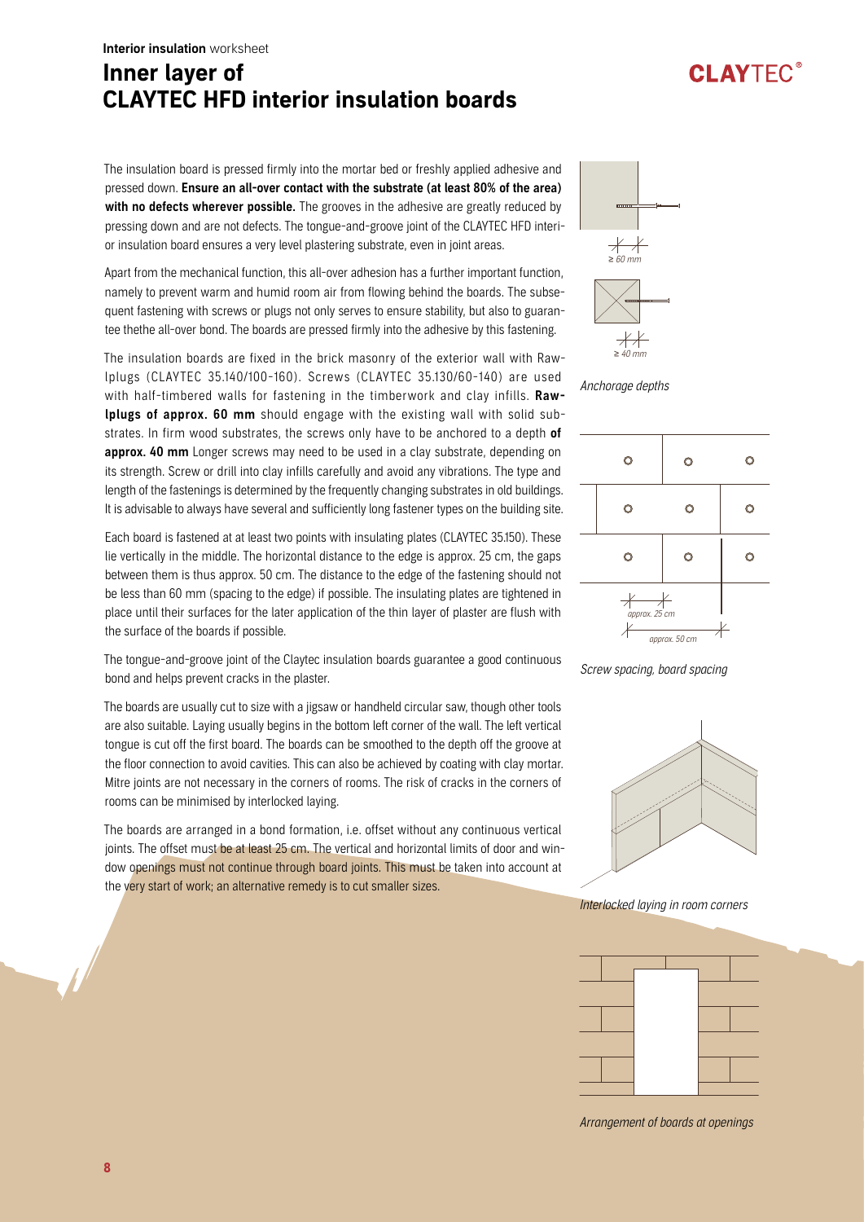**Interior insulation** worksheet

# Inner layer of CLAYTEC HFD interior insulation boards

The insulation board is pressed firmly into the mortar bed or freshly applied adhesive and pressed down. **Ensure an all-over contact with the substrate (at least 80% of the area) with no defects wherever possible.** The grooves in the adhesive are greatly reduced by pressing down and are not defects. The tongue-and-groove joint of the CLAYTEC HFD interior insulation board ensures a very level plastering substrate, even in joint areas.

Apart from the mechanical function, this all-over adhesion has a further important function, namely to prevent warm and humid room air from flowing behind the boards. The subsequent fastening with screws or plugs not only serves to ensure stability, but also to guarantee thethe all-over bond. The boards are pressed firmly into the adhesive by this fastening.

The insulation boards are fixed in the brick masonry of the exterior wall with Rawlplugs (CLAYTEC 35.140/100-160). Screws (CLAYTEC 35.130/60-140) are used with half-timbered walls for fastening in the timberwork and clay infills. **Rawlplugs of approx. 60 mm** should engage with the existing wall with solid substrates. In firm wood substrates, the screws only have to be anchored to a depth **of approx. 40 mm** Longer screws may need to be used in a clay substrate, depending on its strength. Screw or drill into clay infills carefully and avoid any vibrations. The type and length of the fastenings is determined by the frequently changing substrates in old buildings. It is advisable to always have several and sufficiently long fastener types on the building site.

Each board is fastened at at least two points with insulating plates (CLAYTEC 35.150). These lie vertically in the middle. The horizontal distance to the edge is approx. 25 cm, the gaps between them is thus approx. 50 cm. The distance to the edge of the fastening should not be less than 60 mm (spacing to the edge) if possible. The insulating plates are tightened in place until their surfaces for the later application of the thin layer of plaster are flush with the surface of the boards if possible.

The tongue-and-groove joint of the Claytec insulation boards guarantee a good continuous bond and helps prevent cracks in the plaster.

The boards are usually cut to size with a jigsaw or handheld circular saw, though other tools are also suitable. Laying usually begins in the bottom left corner of the wall. The left vertical tongue is cut off the first board. The boards can be smoothed to the depth off the groove at the floor connection to avoid cavities. This can also be achieved by coating with clay mortar. Mitre joints are not necessary in the corners of rooms. The risk of cracks in the corners of rooms can be minimised by interlocked laying.

The boards are arranged in a bond formation, i.e. offset without any continuous vertical joints. The offset must be at least 25 cm. The vertical and horizontal limits of door and window openings must not continue through board joints. This must be taken into account at the very start of work; an alternative remedy is to cut smaller sizes.

≥ 60 mm

≥ 40 mm

*Anchorage depths*

approx. 25 cm

approx. 50 cm

*Screw spacing, board spacing*

*Interlocked laying in room corners*

*Arrangement of boards at openings*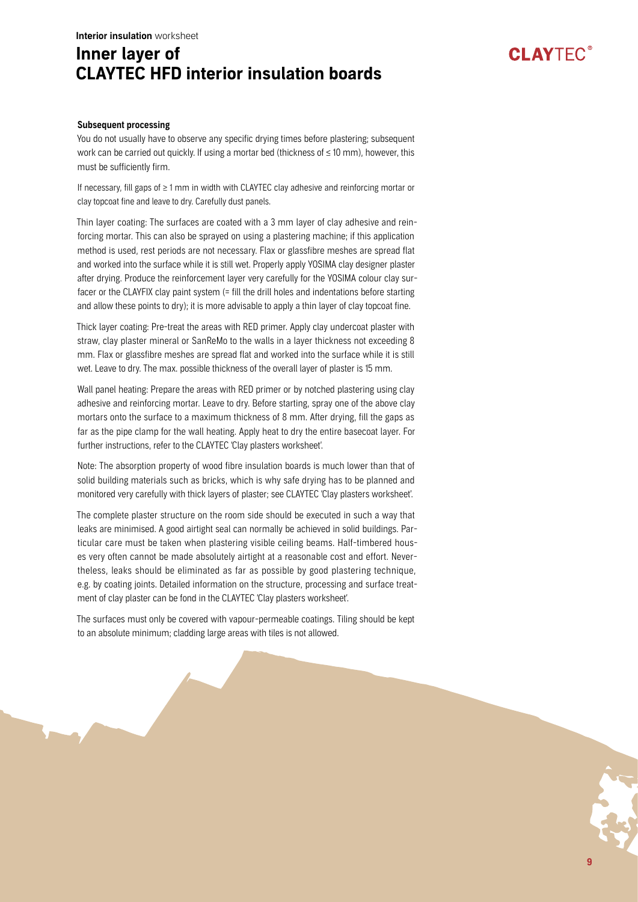# Inner layer of CLAYTEC HFD interior insulation boards

### Subsequent processing

You do not usually have to observe any specific drying times before plastering; subsequent work can be carried out quickly. If using a mortar bed (thickness of ≤ 10 mm), however, this must be sufficiently firm.

If necessary, fill gaps of ≥ 1 mm in width with CLAYTEC clay adhesive and reinforcing mortar or clay topcoat fine and leave to dry. Carefully dust panels.

Thin layer coating: The surfaces are coated with a 3 mm layer of clay adhesive and reinforcing mortar. This can also be sprayed on using a plastering machine; if this application method is used, rest periods are not necessary. Flax or glassfibre meshes are spread flat and worked into the surface while it is still wet. Properly apply YOSIMA clay designer plaster after drying. Produce the reinforcement layer very carefully for the YOSIMA colour clay surfacer or the CLAYFIX clay paint system (= fill the drill holes and indentations before starting and allow these points to dry); it is more advisable to apply a thin layer of clay topcoat fine.

Thick layer coating: Pre-treat the areas with RED primer. Apply clay undercoat plaster with straw, clay plaster mineral or SanReMo to the walls in a layer thickness not exceeding 8 mm. Flax or glassfibre meshes are spread flat and worked into the surface while it is still wet. Leave to dry. The max. possible thickness of the overall layer of plaster is 15 mm.

Wall panel heating: Prepare the areas with RED primer or by notched plastering using clay adhesive and reinforcing mortar. Leave to dry. Before starting, spray one of the above clay mortars onto the surface to a maximum thickness of 8 mm. After drying, fill the gaps as far as the pipe clamp for the wall heating. Apply heat to dry the entire basecoat layer. For further instructions, refer to the CLAYTEC 'Clay plasters worksheet'.

Note: The absorption property of wood fibre insulation boards is much lower than that of solid building materials such as bricks, which is why safe drying has to be planned and monitored very carefully with thick layers of plaster; see CLAYTEC 'Clay plasters worksheet'.

The complete plaster structure on the room side should be executed in such a way that leaks are minimised. A good airtight seal can normally be achieved in solid buildings. Particular care must be taken when plastering visible ceiling beams. Half-timbered houses very often cannot be made absolutely airtight at a reasonable cost and effort. Nevertheless, leaks should be eliminated as far as possible by good plastering technique, e.g. by coating joints. Detailed information on the structure, processing and surface treatment of clay plaster can be fond in the CLAYTEC 'Clay plasters worksheet'.

The surfaces must only be covered with vapour-permeable coatings. Tiling should be kept to an absolute minimum; cladding large areas with tiles is not allowed.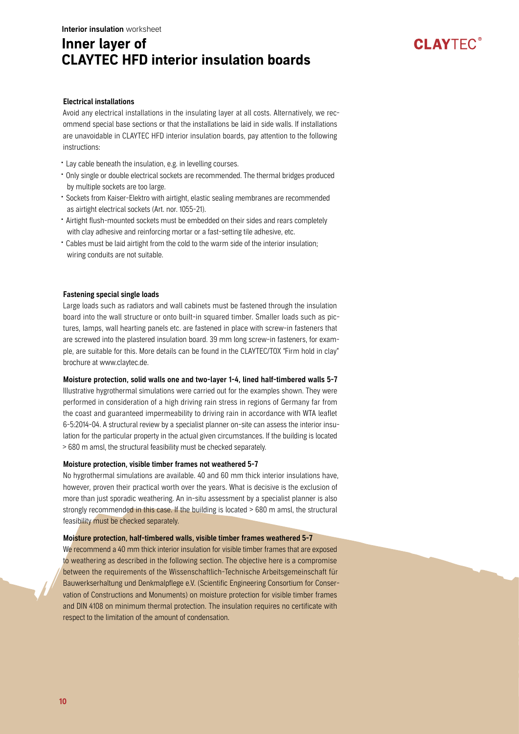**Interior insulation** worksheet

# Inner layer of CLAYTEC HFD interior insulation boards

### Electrical installations

Avoid any electrical installations in the insulating layer at all costs. Alternatively, we recommend special base sections or that the installations be laid in side walls. If installations are unavoidable in CLAYTEC HFD interior insulation boards, pay attention to the following instructions:

- Lay cable beneath the insulation, e.g. in levelling courses.
- Only single or double electrical sockets are recommended. The thermal bridges produced by multiple sockets are too large.
- Sockets from Kaiser-Elektro with airtight, elastic sealing membranes are recommended as airtight electrical sockets (Art. nor. 1055-21).
- Airtight flush-mounted sockets must be embedded on their sides and rears completely with clay adhesive and reinforcing mortar or a fast-setting tile adhesive, etc.
- Cables must be laid airtight from the cold to the warm side of the interior insulation; wiring conduits are not suitable.

### Fastening special single loads

Large loads such as radiators and wall cabinets must be fastened through the insulation board into the wall structure or onto built-in squared timber. Smaller loads such as pictures, lamps, wall hearting panels etc. are fastened in place with screw-in fasteners that are screwed into the plastered insulation board. 39 mm long screw-in fasteners, for example, are suitable for this. More details can be found in the CLAYTEC/TOX "Firm hold in clay" brochure at www.claytec.de.

### Moisture protection, solid walls one and two-layer 1-4, lined half-timbered walls 5-7

Illustrative hygrothermal simulations were carried out for the examples shown. They were performed in consideration of a high driving rain stress in regions of Germany far from the coast and guaranteed impermeability to driving rain in accordance with WTA leaflet 6-5:2014-04. A structural review by a specialist planner on-site can assess the interior insulation for the particular property in the actual given circumstances. If the building is located > 680 m amsl, the structural feasibility must be checked separately.

### Moisture protection, visible timber frames not weathered 5-7

No hygrothermal simulations are available. 40 and 60 mm thick interior insulations have, however, proven their practical worth over the years. What is decisive is the exclusion of more than just sporadic weathering. An in-situ assessment by a specialist planner is also strongly recommended in this case. If the building is located > 680 m amsl, the structural feasibility must be checked separately.

### Moisture protection, half-timbered walls, visible timber frames weathered 5-7

We recommend a 40 mm thick interior insulation for visible timber frames that are exposed to weathering as described in the following section. The objective here is a compromise between the requirements of the Wissenschaftlich-Technische Arbeitsgemeinschaft für Bauwerkserhaltung und Denkmalpflege e.V. (Scientific Engineering Consortium for Conservation of Constructions and Monuments) on moisture protection for visible timber frames and DIN 4108 on minimum thermal protection. The insulation requires no certificate with respect to the limitation of the amount of condensation.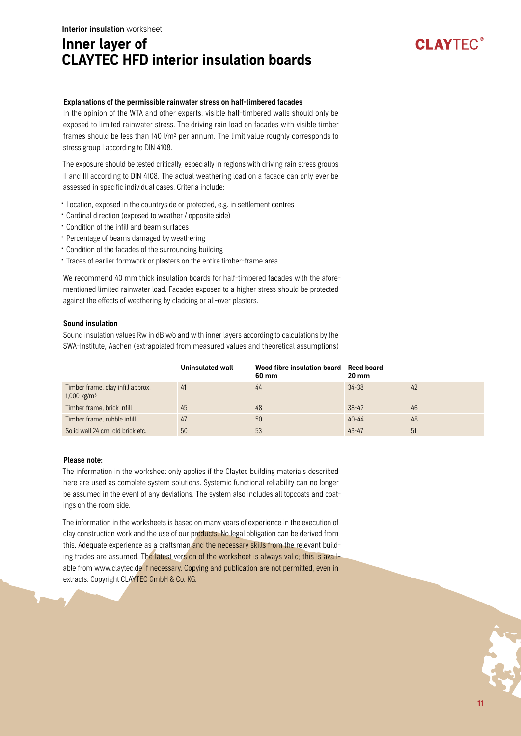**Interior insulation** worksheet

# Inner layer of CLAYTEC HFD interior insulation boards

#### Explanations of the permissible rainwater stress on half-timbered facades

In the opinion of the WTA and other experts, visible half-timbered walls should only be exposed to limited rainwater stress. The driving rain load on facades with visible timber frames should be less than 140 l/m² per annum. The limit value roughly corresponds to stress group I according to DIN 4108.

The exposure should be tested critically, especially in regions with driving rain stress groups II and III according to DIN 4108. The actual weathering load on a facade can only ever be assessed in specific individual cases. Criteria include:

- Location, exposed in the countryside or protected, e.g. in settlement centres
- Cardinal direction (exposed to weather / opposite side)
- Condition of the infill and beam surfaces
- Percentage of beams damaged by weathering
- Condition of the facades of the surrounding building
- Traces of earlier formwork or plasters on the entire timber-frame area

We recommend 40 mm thick insulation boards for half-timbered facades with the aforementioned limited rainwater load. Facades exposed to a higher stress should be protected against the effects of weathering by cladding or all-over plasters.

#### Sound insulation

Sound insulation values Rw in dB w/o and with inner layers according to calculations by the SWA-Institute, Aachen (extrapolated from measured values and theoretical assumptions)

| | Uninsulated wall | Wood fibre insulation board 60 mm | Reed board 20 mm | |
|---|---|---|---|---|
| Timber frame, clay infill approx. 1,000 kg/m³ | 41 | 44 | 34-38 | 42 |
| Timber frame, brick infill | 45 | 48 | 38-42 | 46 |
| Timber frame, rubble infill | 47 | 50 | 40-44 | 48 |
| Solid wall 24 cm, old brick etc. | 50 | 53 | 43-47 | 51 |

#### Please note:

The information in the worksheet only applies if the Claytec building materials described here are used as complete system solutions. Systemic functional reliability can no longer be assumed in the event of any deviations. The system also includes all topcoats and coatings on the room side.

The information in the worksheets is based on many years of experience in the execution of clay construction work and the use of our products. No legal obligation can be derived from this. Adequate experience as a craftsman and the necessary skills from the relevant building trades are assumed. The latest version of the worksheet is always valid; this is available from www.claytec.de if necessary. Copying and publication are not permitted, even in extracts. Copyright CLAYTEC GmbH & Co. KG.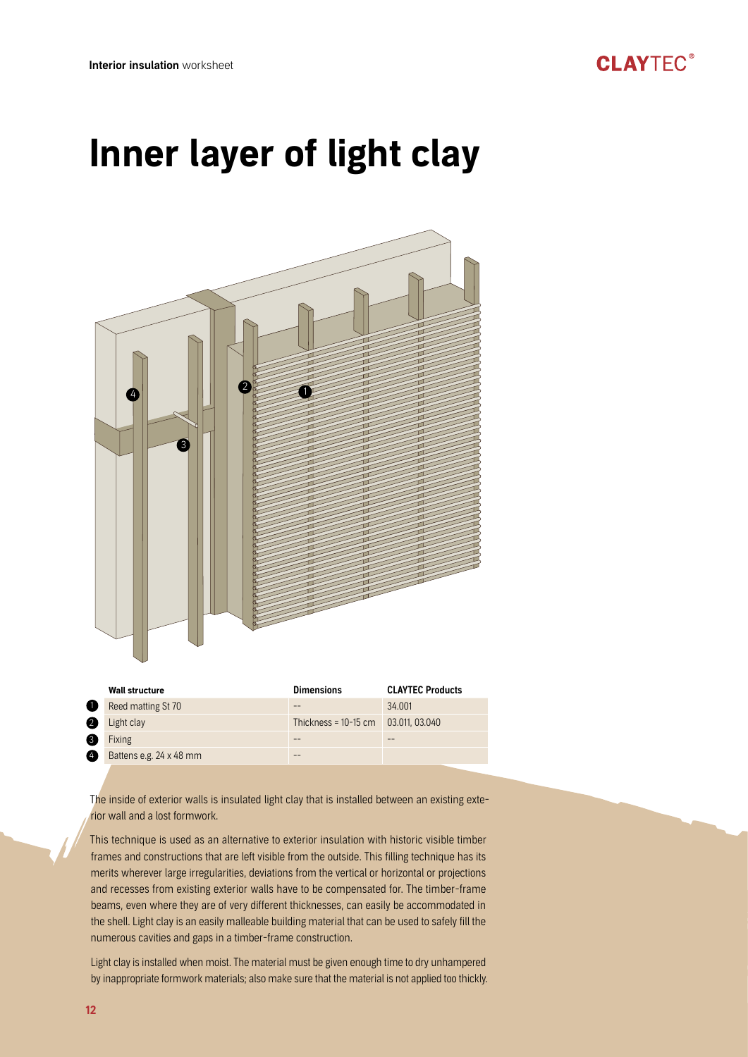# Inner layer of light clay

| | Wall structure | Dimensions | CLAYTEC Products |
|---|---|---|---|
| 1 | Reed matting St 70 | -- | 34.001 |
| 2 | Light clay | Thickness = 10-15 cm | 03.011, 03.040 |
| 3 | Fixing | -- | -- |
| 4 | Battens e.g. 24 x 48 mm | -- | |

The inside of exterior walls is insulated light clay that is installed between an existing exterior wall and a lost formwork.

This technique is used as an alternative to exterior insulation with historic visible timber frames and constructions that are left visible from the outside. This filling technique has its merits wherever large irregularities, deviations from the vertical or horizontal or projections and recesses from existing exterior walls have to be compensated for. The timber-frame beams, even where they are of very different thicknesses, can easily be accommodated in the shell. Light clay is an easily malleable building material that can be used to safely fill the numerous cavities and gaps in a timber-frame construction.

Light clay is installed when moist. The material must be given enough time to dry unhampered by inappropriate formwork materials; also make sure that the material is not applied too thickly.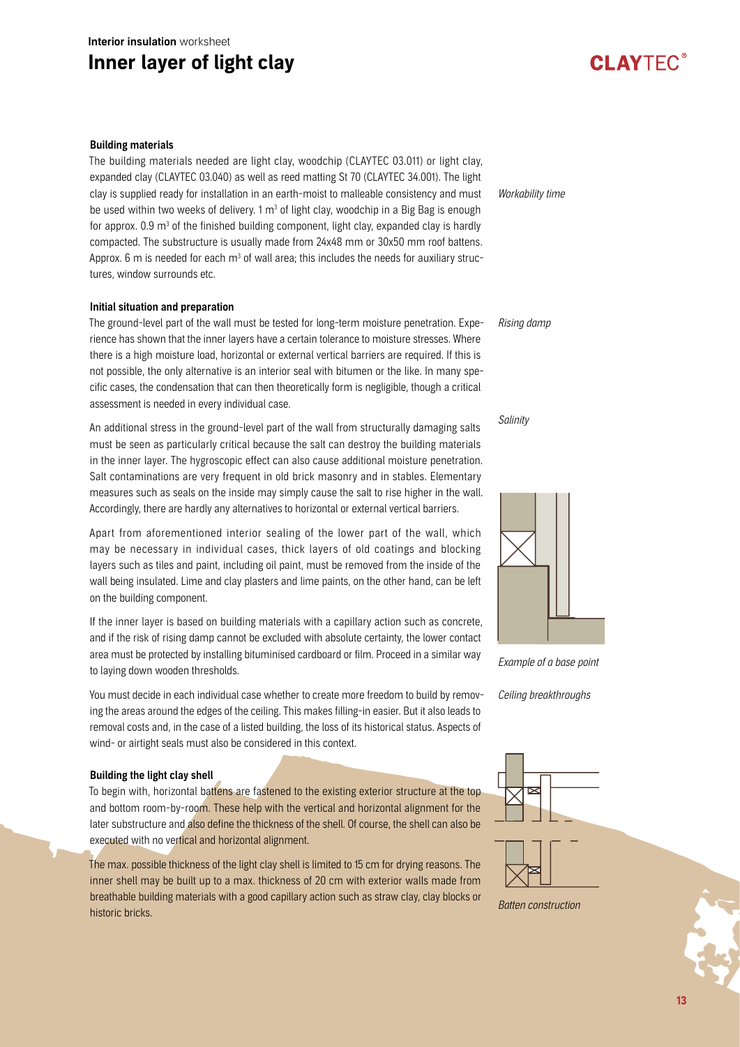**Interior insulation** worksheet

# Inner layer of light clay

### Building materials

The building materials needed are light clay, woodchip (CLAYTEC 03.011) or light clay, expanded clay (CLAYTEC 03.040) as well as reed matting St 70 (CLAYTEC 34.001). The light clay is supplied ready for installation in an earth-moist to malleable consistency and must be used within two weeks of delivery. 1 m³ of light clay, woodchip in a Big Bag is enough for approx. 0.9 m³ of the finished building component, light clay, expanded clay is hardly compacted. The substructure is usually made from 24x48 mm or 30x50 mm roof battens. Approx. 6 m is needed for each m³ of wall area; this includes the needs for auxiliary structures, window surrounds etc.

*Workability time*

### Initial situation and preparation

*Rising damp*

The ground-level part of the wall must be tested for long-term moisture penetration. Experience has shown that the inner layers have a certain tolerance to moisture stresses. Where there is a high moisture load, horizontal or external vertical barriers are required. If this is not possible, the only alternative is an interior seal with bitumen or the like. In many specific cases, the condensation that can then theoretically form is negligible, though a critical assessment is needed in every individual case.

*Salinity*

An additional stress in the ground-level part of the wall from structurally damaging salts must be seen as particularly critical because the salt can destroy the building materials in the inner layer. The hygroscopic effect can also cause additional moisture penetration. Salt contaminations are very frequent in old brick masonry and in stables. Elementary measures such as seals on the inside may simply cause the salt to rise higher in the wall. Accordingly, there are hardly any alternatives to horizontal or external vertical barriers.

Apart from aforementioned interior sealing of the lower part of the wall, which may be necessary in individual cases, thick layers of old coatings and blocking layers such as tiles and paint, including oil paint, must be removed from the inside of the wall being insulated. Lime and clay plasters and lime paints, on the other hand, can be left on the building component.

If the inner layer is based on building materials with a capillary action such as concrete, and if the risk of rising damp cannot be excluded with absolute certainty, the lower contact area must be protected by installing bituminised cardboard or film. Proceed in a similar way to laying down wooden thresholds.

*Example of a base point*

*Ceiling breakthroughs*

You must decide in each individual case whether to create more freedom to build by removing the areas around the edges of the ceiling. This makes filling-in easier. But it also leads to removal costs and, in the case of a listed building, the loss of its historical status. Aspects of wind- or airtight seals must also be considered in this context.

### Building the light clay shell

To begin with, horizontal battens are fastened to the existing exterior structure at the top and bottom room-by-room. These help with the vertical and horizontal alignment for the later substructure and also define the thickness of the shell. Of course, the shell can also be executed with no vertical and horizontal alignment.

*Batten construction*

The max. possible thickness of the light clay shell is limited to 15 cm for drying reasons. The inner shell may be built up to a max. thickness of 20 cm with exterior walls made from breathable building materials with a good capillary action such as straw clay, clay blocks or historic bricks.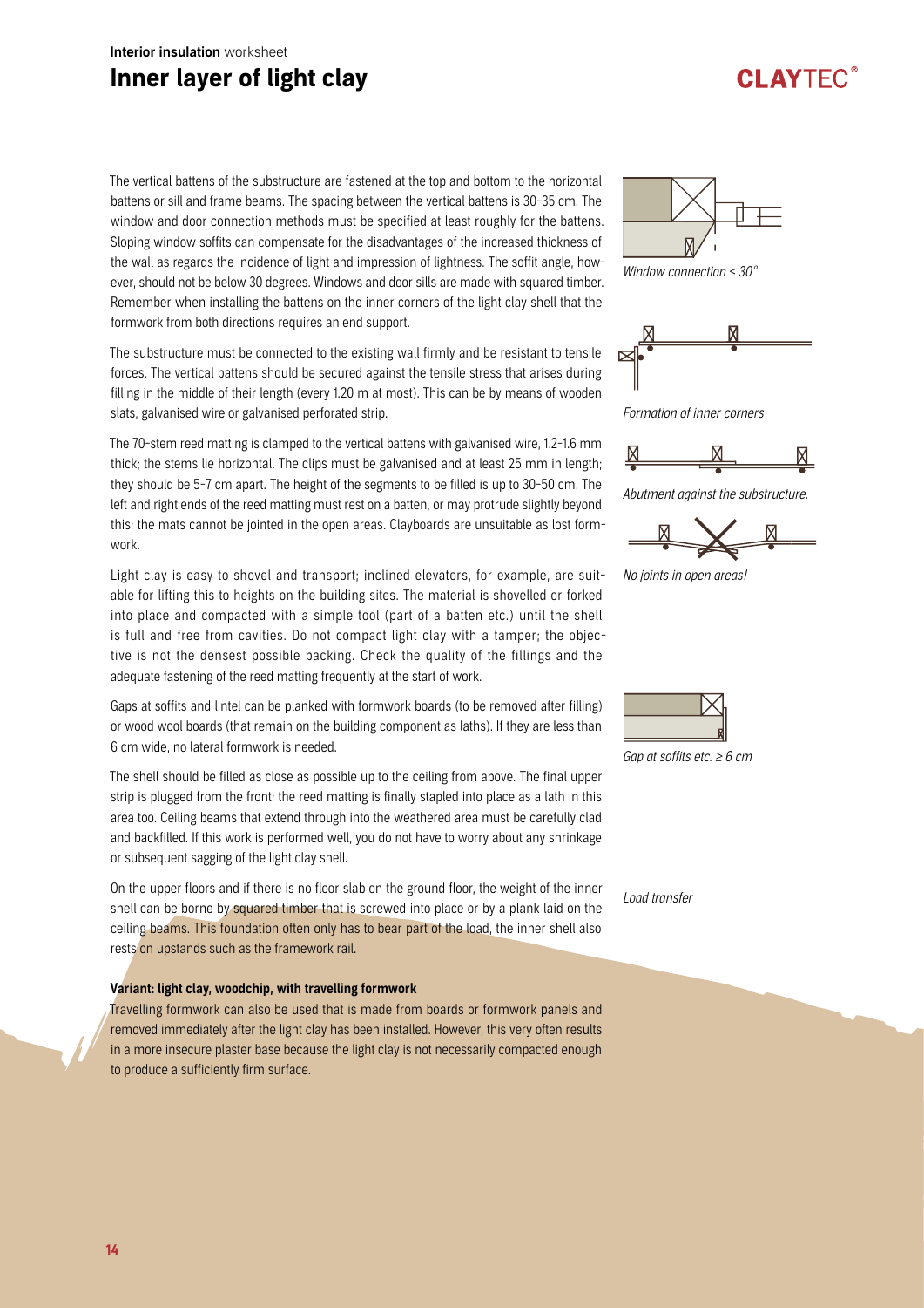**Interior insulation** worksheet

# Inner layer of light clay

The vertical battens of the substructure are fastened at the top and bottom to the horizontal battens or sill and frame beams. The spacing between the vertical battens is 30–35 cm. The window and door connection methods must be specified at least roughly for the battens. Sloping window soffits can compensate for the disadvantages of the increased thickness of the wall as regards the incidence of light and impression of lightness. The soffit angle, however, should not be below 30 degrees. Windows and door sills are made with squared timber. Remember when installing the battens on the inner corners of the light clay shell that the formwork from both directions requires an end support.

*Window connection ≤ 30°*

The substructure must be connected to the existing wall firmly and be resistant to tensile forces. The vertical battens should be secured against the tensile stress that arises during filling in the middle of their length (every 1.20 m at most). This can be by means of wooden slats, galvanised wire or galvanised perforated strip.

*Formation of inner corners*

The 70-stem reed matting is clamped to the vertical battens with galvanised wire, 1.2–1.6 mm thick; the stems lie horizontal. The clips must be galvanised and at least 25 mm in length; they should be 5–7 cm apart. The height of the segments to be filled is up to 30–50 cm. The left and right ends of the reed matting must rest on a batten, or may protrude slightly beyond this; the mats cannot be jointed in the open areas. Clayboards are unsuitable as lost formwork.

*Abutment against the substructure.*

*No joints in open areas!*

Light clay is easy to shovel and transport; inclined elevators, for example, are suitable for lifting this to heights on the building sites. The material is shovelled or forked into place and compacted with a simple tool (part of a batten etc.) until the shell is full and free from cavities. Do not compact light clay with a tamper; the objective is not the densest possible packing. Check the quality of the fillings and the adequate fastening of the reed matting frequently at the start of work.

Gaps at soffits and lintel can be planked with formwork boards (to be removed after filling) or wood wool boards (that remain on the building component as laths). If they are less than 6 cm wide, no lateral formwork is needed.

*Gap at soffits etc. ≥ 6 cm*

The shell should be filled as close as possible up to the ceiling from above. The final upper strip is plugged from the front; the reed matting is finally stapled into place as a lath in this area too. Ceiling beams that extend through into the weathered area must be carefully clad and backfilled. If this work is performed well, you do not have to worry about any shrinkage or subsequent sagging of the light clay shell.

On the upper floors and if there is no floor slab on the ground floor, the weight of the inner shell can be borne by squared timber that is screwed into place or by a plank laid on the ceiling beams. This foundation often only has to bear part of the load, the inner shell also rests on upstands such as the framework rail.

*Load transfer*

**Variant: light clay, woodchip, with travelling formwork**

Travelling formwork can also be used that is made from boards or formwork panels and removed immediately after the light clay has been installed. However, this very often results in a more insecure plaster base because the light clay is not necessarily compacted enough to produce a sufficiently firm surface.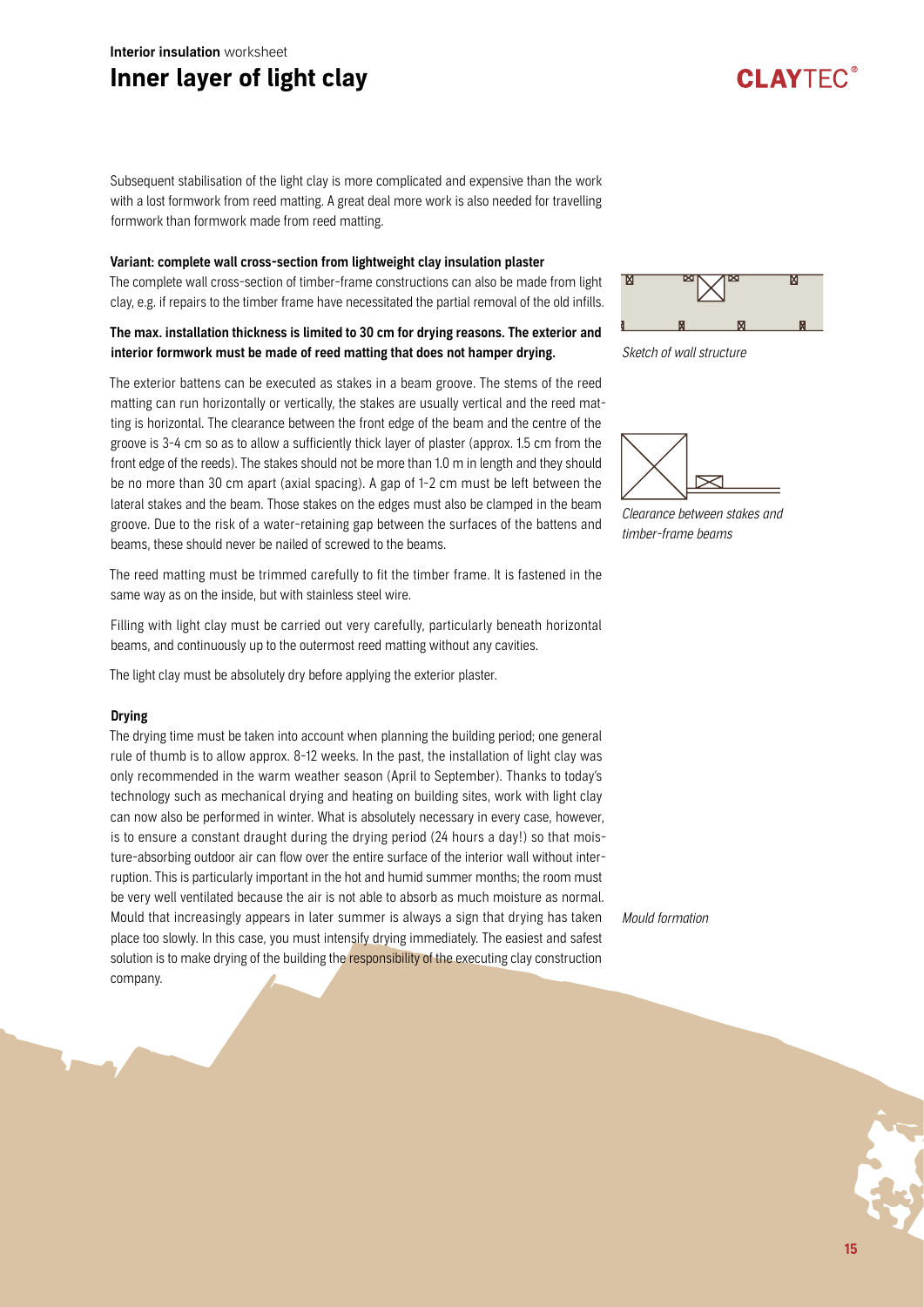Subsequent stabilisation of the light clay is more complicated and expensive than the work with a lost formwork from reed matting. A great deal more work is also needed for travelling formwork than formwork made from reed matting.

**Variant: complete wall cross-section from lightweight clay insulation plaster**

The complete wall cross-section of timber-frame constructions can also be made from light clay, e.g. if repairs to the timber frame have necessitated the partial removal of the old infills.

**The max. installation thickness is limited to 30 cm for drying reasons. The exterior and interior formwork must be made of reed matting that does not hamper drying.**

*Sketch of wall structure*

The exterior battens can be executed as stakes in a beam groove. The stems of the reed matting can run horizontally or vertically, the stakes are usually vertical and the reed matting is horizontal. The clearance between the front edge of the beam and the centre of the groove is 3-4 cm so as to allow a sufficiently thick layer of plaster (approx. 1.5 cm from the front edge of the reeds). The stakes should not be more than 1.0 m in length and they should be no more than 30 cm apart (axial spacing). A gap of 1-2 cm must be left between the lateral stakes and the beam. Those stakes on the edges must also be clamped in the beam groove. Due to the risk of a water-retaining gap between the surfaces of the battens and beams, these should never be nailed of screwed to the beams.

*Clearance between stakes and timber-frame beams*

The reed matting must be trimmed carefully to fit the timber frame. It is fastened in the same way as on the inside, but with stainless steel wire.

Filling with light clay must be carried out very carefully, particularly beneath horizontal beams, and continuously up to the outermost reed matting without any cavities.

The light clay must be absolutely dry before applying the exterior plaster.

**Drying**

The drying time must be taken into account when planning the building period; one general rule of thumb is to allow approx. 8-12 weeks. In the past, the installation of light clay was only recommended in the warm weather season (April to September). Thanks to today's technology such as mechanical drying and heating on building sites, work with light clay can now also be performed in winter. What is absolutely necessary in every case, however, is to ensure a constant draught during the drying period (24 hours a day!) so that moisture-absorbing outdoor air can flow over the entire surface of the interior wall without interruption. This is particularly important in the hot and humid summer months; the room must be very well ventilated because the air is not able to absorb as much moisture as normal. Mould that increasingly appears in later summer is always a sign that drying has taken place too slowly. In this case, you must intensify drying immediately. The easiest and safest solution is to make drying of the building the responsibility of the executing clay construction company.

*Mould formation*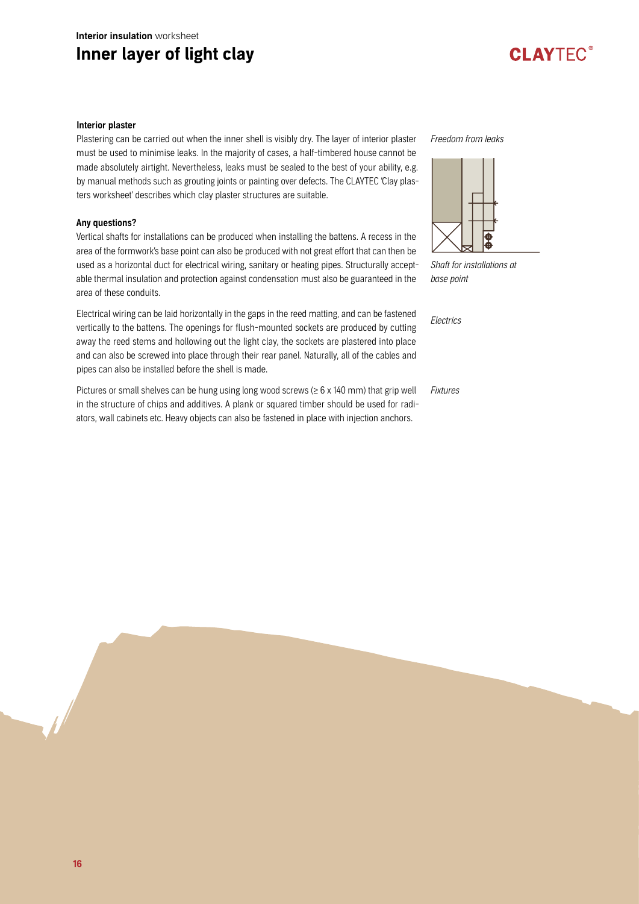**Interior insulation** worksheet

# Inner layer of light clay

### Interior plaster

*Freedom from leaks*

Plastering can be carried out when the inner shell is visibly dry. The layer of interior plaster must be used to minimise leaks. In the majority of cases, a half-timbered house cannot be made absolutely airtight. Nevertheless, leaks must be sealed to the best of your ability, e.g. by manual methods such as grouting joints or painting over defects. The CLAYTEC 'Clay plasters worksheet' describes which clay plaster structures are suitable.

### Any questions?

Vertical shafts for installations can be produced when installing the battens. A recess in the area of the formwork's base point can also be produced with not great effort that can then be used as a horizontal duct for electrical wiring, sanitary or heating pipes. Structurally acceptable thermal insulation and protection against condensation must also be guaranteed in the area of these conduits.

*Shaft for installations at base point*

*Electrics*

Electrical wiring can be laid horizontally in the gaps in the reed matting, and can be fastened vertically to the battens. The openings for flush-mounted sockets are produced by cutting away the reed stems and hollowing out the light clay, the sockets are plastered into place and can also be screwed into place through their rear panel. Naturally, all of the cables and pipes can also be installed before the shell is made.

*Fixtures*

Pictures or small shelves can be hung using long wood screws (≥ 6 x 140 mm) that grip well in the structure of chips and additives. A plank or squared timber should be used for radiators, wall cabinets etc. Heavy objects can also be fastened in place with injection anchors.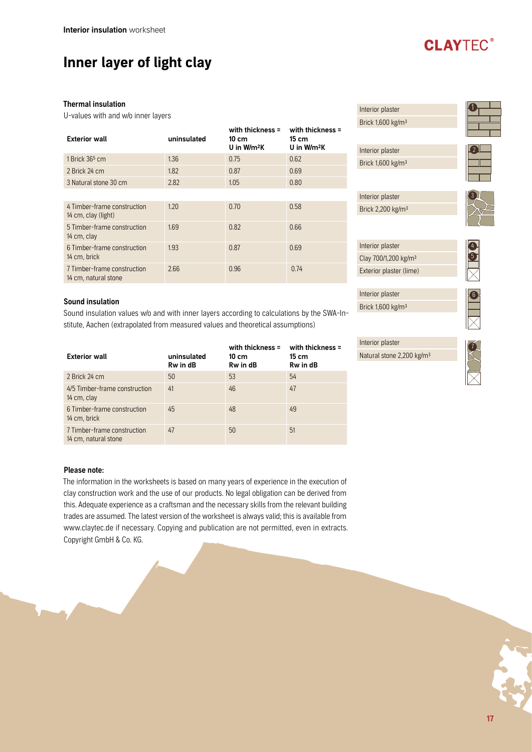**Interior insulation** worksheet

# Inner layer of light clay

### Thermal insulation

U-values with and w/o inner layers

| Exterior wall | uninsulated | with thickness = 10 cm U in W/m²K | with thickness = 15 cm U in W/m²K |
|---|---|---|---|
| 1 Brick 36⁵ cm | 1.36 | 0.75 | 0.62 |
| 2 Brick 24 cm | 1.82 | 0.87 | 0.69 |
| 3 Natural stone 30 cm | 2.82 | 1.05 | 0.80 |
| 4 Timber-frame construction 14 cm, clay (light) | 1.20 | 0.70 | 0.58 |
| 5 Timber-frame construction 14 cm, clay | 1.69 | 0.82 | 0.66 |
| 6 Timber-frame construction 14 cm, brick | 1.93 | 0.87 | 0.69 |
| 7 Timber-frame construction 14 cm, natural stone | 2.66 | 0.96 | 0.74 |

1: Interior plaster, Brick 1,600 kg/m³

2: Interior plaster, Brick 1,600 kg/m³

3: Interior plaster, Brick 2,200 kg/m³

4/5: Interior plaster, Clay 700/1,200 kg/m³, Exterior plaster (lime)

6: Interior plaster, Brick 1,600 kg/m³

7: Interior plaster, Natural stone 2,200 kg/m³

### Sound insulation

Sound insulation values w/o and with inner layers according to calculations by the SWA-Institute, Aachen (extrapolated from measured values and theoretical assumptions)

| Exterior wall | uninsulated Rw in dB | with thickness = 10 cm Rw in dB | with thickness = 15 cm Rw in dB |
|---|---|---|---|
| 2 Brick 24 cm | 50 | 53 | 54 |
| 4/5 Timber-frame construction 14 cm, clay | 41 | 46 | 47 |
| 6 Timber-frame construction 14 cm, brick | 45 | 48 | 49 |
| 7 Timber-frame construction 14 cm, natural stone | 47 | 50 | 51 |

**Please note:**

The information in the worksheets is based on many years of experience in the execution of clay construction work and the use of our products. No legal obligation can be derived from this. Adequate experience as a craftsman and the necessary skills from the relevant building trades are assumed. The latest version of the worksheet is always valid; this is available from www.claytec.de if necessary. Copying and publication are not permitted, even in extracts. Copyright GmbH & Co. KG.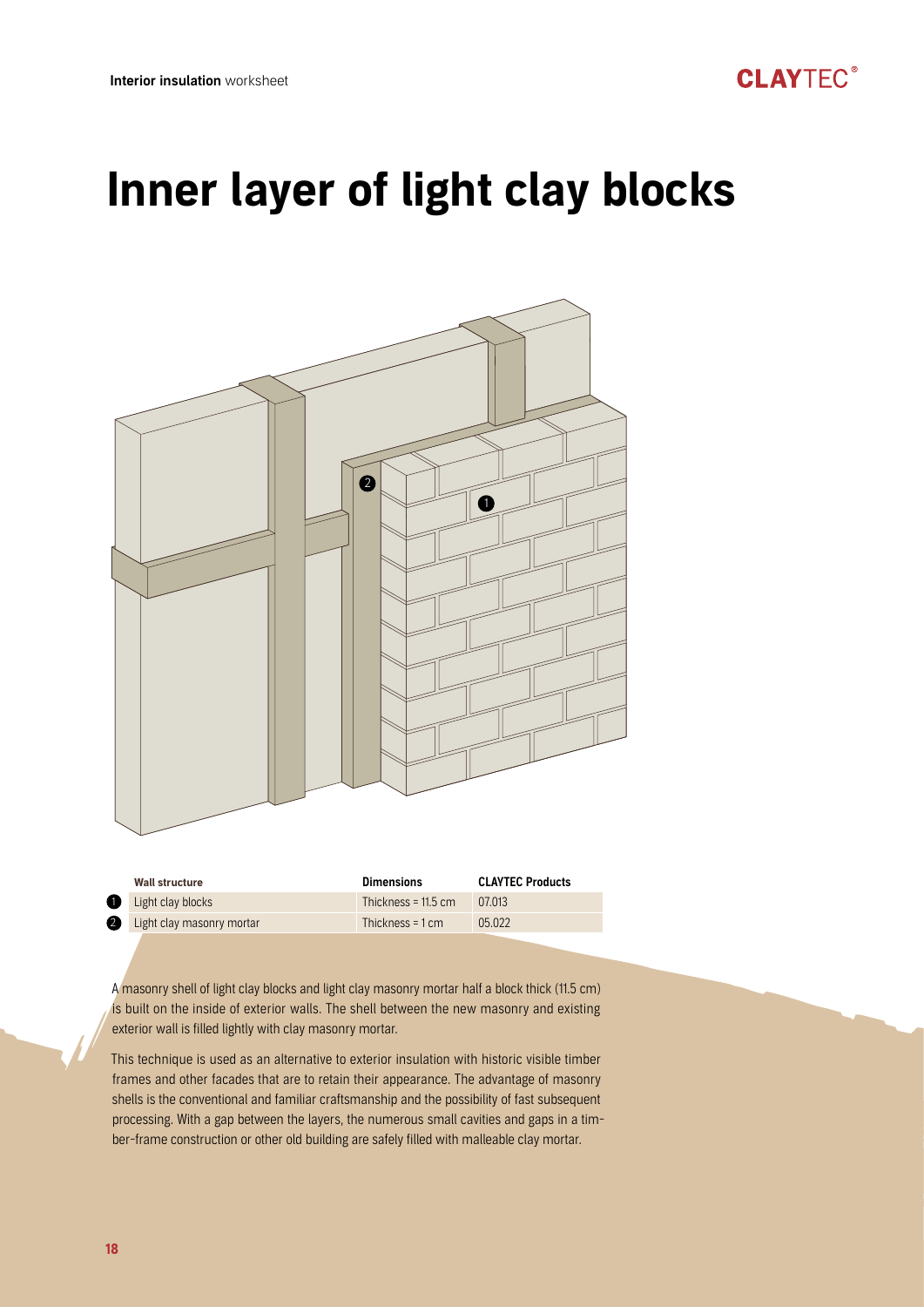# Inner layer of light clay blocks

| | Wall structure | Dimensions | CLAYTEC Products |
|---|---|---|---|
| 1 | Light clay blocks | Thickness = 11.5 cm | 07.013 |
| 2 | Light clay masonry mortar | Thickness = 1 cm | 05.022 |

A masonry shell of light clay blocks and light clay masonry mortar half a block thick (11.5 cm) is built on the inside of exterior walls. The shell between the new masonry and existing exterior wall is filled lightly with clay masonry mortar.

This technique is used as an alternative to exterior insulation with historic visible timber frames and other facades that are to retain their appearance. The advantage of masonry shells is the conventional and familiar craftsmanship and the possibility of fast subsequent processing. With a gap between the layers, the numerous small cavities and gaps in a timber-frame construction or other old building are safely filled with malleable clay mortar.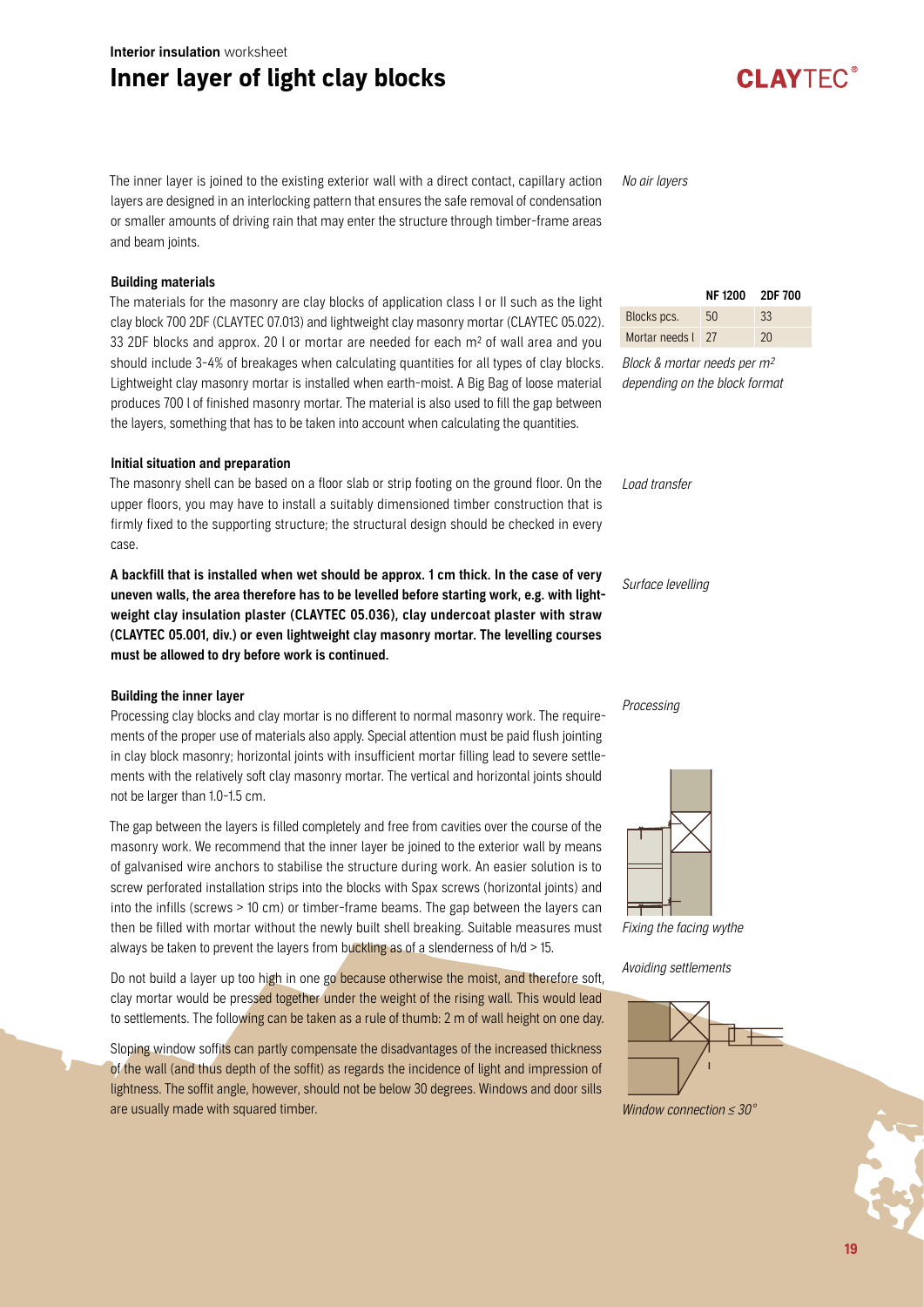**Interior insulation** worksheet

# Inner layer of light clay blocks

*No air layers*

The inner layer is joined to the existing exterior wall with a direct contact, capillary action layers are designed in an interlocking pattern that ensures the safe removal of condensation or smaller amounts of driving rain that may enter the structure through timber-frame areas and beam joints.

### Building materials

The materials for the masonry are clay blocks of application class I or II such as the light clay block 700 2DF (CLAYTEC 07.013) and lightweight clay masonry mortar (CLAYTEC 05.022). 33 2DF blocks and approx. 20 l or mortar are needed for each m² of wall area and you should include 3–4% of breakages when calculating quantities for all types of clay blocks. Lightweight clay masonry mortar is installed when earth-moist. A Big Bag of loose material produces 700 l of finished masonry mortar. The material is also used to fill the gap between the layers, something that has to be taken into account when calculating the quantities.

| | NF 1200 | 2DF 700 |
|---|---|---|
| Blocks pcs. | 50 | 33 |
| Mortar needs l | 27 | 20 |

*Block & mortar needs per m² depending on the block format*

### Initial situation and preparation

*Load transfer*

The masonry shell can be based on a floor slab or strip footing on the ground floor. On the upper floors, you may have to install a suitably dimensioned timber construction that is firmly fixed to the supporting structure; the structural design should be checked in every case.

*Surface levelling*

**A backfill that is installed when wet should be approx. 1 cm thick. In the case of very uneven walls, the area therefore has to be levelled before starting work, e.g. with lightweight clay insulation plaster (CLAYTEC 05.036), clay undercoat plaster with straw (CLAYTEC 05.001, div.) or even lightweight clay masonry mortar. The levelling courses must be allowed to dry before work is continued.**

### Building the inner layer

*Processing*

Processing clay blocks and clay mortar is no different to normal masonry work. The requirements of the proper use of materials also apply. Special attention must be paid flush jointing in clay block masonry; horizontal joints with insufficient mortar filling lead to severe settlements with the relatively soft clay masonry mortar. The vertical and horizontal joints should not be larger than 1.0–1.5 cm.

The gap between the layers is filled completely and free from cavities over the course of the masonry work. We recommend that the inner layer be joined to the exterior wall by means of galvanised wire anchors to stabilise the structure during work. An easier solution is to screw perforated installation strips into the blocks with Spax screws (horizontal joints) and into the infills (screws > 10 cm) or timber-frame beams. The gap between the layers can then be filled with mortar without the newly built shell breaking. Suitable measures must always be taken to prevent the layers from buckling as of a slenderness of h/d > 15.

*Fixing the facing wythe*

*Avoiding settlements*

Do not build a layer up too high in one go because otherwise the moist, and therefore soft, clay mortar would be pressed together under the weight of the rising wall. This would lead to settlements. The following can be taken as a rule of thumb: 2 m of wall height on one day.

Sloping window soffits can partly compensate the disadvantages of the increased thickness of the wall (and thus depth of the soffit) as regards the incidence of light and impression of lightness. The soffit angle, however, should not be below 30 degrees. Windows and door sills are usually made with squared timber.

*Window connection ≤ 30°*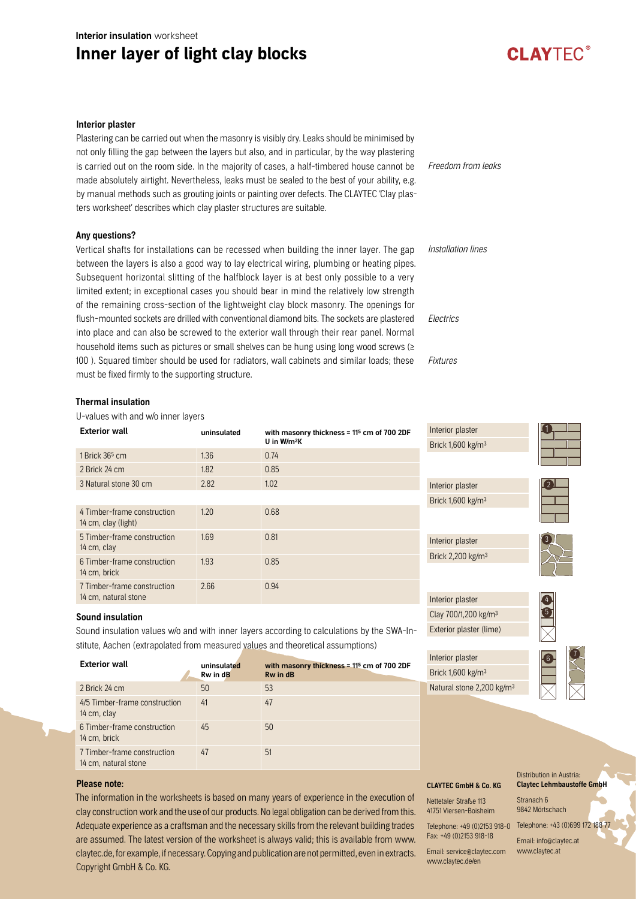**Interior insulation** worksheet

# Inner layer of light clay blocks

CLAYTEC®

### Interior plaster

*Freedom from leaks*

Plastering can be carried out when the masonry is visibly dry. Leaks should be minimised by not only filling the gap between the layers but also, and in particular, by the way plastering is carried out on the room side. In the majority of cases, a half-timbered house cannot be made absolutely airtight. Nevertheless, leaks must be sealed to the best of your ability, e.g. by manual methods such as grouting joints or painting over defects. The CLAYTEC 'Clay plasters worksheet' describes which clay plaster structures are suitable.

### Any questions?

*Installation lines*

Vertical shafts for installations can be recessed when building the inner layer. The gap between the layers is also a good way to lay electrical wiring, plumbing or heating pipes. Subsequent horizontal slitting of the halfblock layer is at best only possible to a very limited extent; in exceptional cases you should bear in mind the relatively low strength of the remaining cross-section of the lightweight clay block masonry.

*Electrics*

The openings for flush-mounted sockets are drilled with conventional diamond bits. The sockets are plastered into place and can also be screwed to the exterior wall through their rear panel.

*Fixtures*

Normal household items such as pictures or small shelves can be hung using long wood screws (≥ 100 ). Squared timber should be used for radiators, wall cabinets and similar loads; these must be fixed firmly to the supporting structure.

### Thermal insulation

U-values with and w/o inner layers

| Exterior wall | uninsulated | with masonry thickness = 11⁵ cm of 700 2DF U in W/m²K |
|---|---|---|
| 1 Brick 36⁵ cm | 1.36 | 0.74 |
| 2 Brick 24 cm | 1.82 | 0.85 |
| 3 Natural stone 30 cm | 2.82 | 1.02 |
| 4 Timber-frame construction 14 cm, clay (light) | 1.20 | 0.68 |
| 5 Timber-frame construction 14 cm, clay | 1.69 | 0.81 |
| 6 Timber-frame construction 14 cm, brick | 1.93 | 0.85 |
| 7 Timber-frame construction 14 cm, natural stone | 2.66 | 0.94 |

1: Interior plaster / Brick 1,600 kg/m³

2: Interior plaster / Brick 1,600 kg/m³

3: Interior plaster / Brick 2,200 kg/m³

4, 5: Interior plaster / Clay 700/1,200 kg/m³ / Exterior plaster (lime)

6, 7: Interior plaster / Brick 1,600 kg/m³ / Natural stone 2,200 kg/m³

### Sound insulation

Sound insulation values w/o and with inner layers according to calculations by the SWA-Institute, Aachen (extrapolated from measured values and theoretical assumptions)

| Exterior wall | uninsulated Rw in dB | with masonry thickness = 11⁵ cm of 700 2DF Rw in dB |
|---|---|---|
| 2 Brick 24 cm | 50 | 53 |
| 4/5 Timber-frame construction 14 cm, clay | 41 | 47 |
| 6 Timber-frame construction 14 cm, brick | 45 | 50 |
| 7 Timber-frame construction 14 cm, natural stone | 47 | 51 |

### Please note:

The information in the worksheets is based on many years of experience in the execution of clay construction work and the use of our products. No legal obligation can be derived from this. Adequate experience as a craftsman and the necessary skills from the relevant building trades are assumed. The latest version of the worksheet is always valid; this is available from www.claytec.de, for example, if necessary. Copying and publication are not permitted, even in extracts. Copyright GmbH & Co. KG.

**CLAYTEC GmbH & Co. KG**
Nettetaler Straße 113
41751 Viersen-Boisheim
Telephone: +49 (0)2153 918-0
Fax: +49 (0)2153 918-18
Email: service@claytec.com
www.claytec.de/en

Distribution in Austria:
**Claytec Lehmbaustoffe GmbH**
Stranach 6
9842 Mörtschach
Telephone: +43 (0)699 172 188 77
Email: info@claytec.at
www.claytec.at